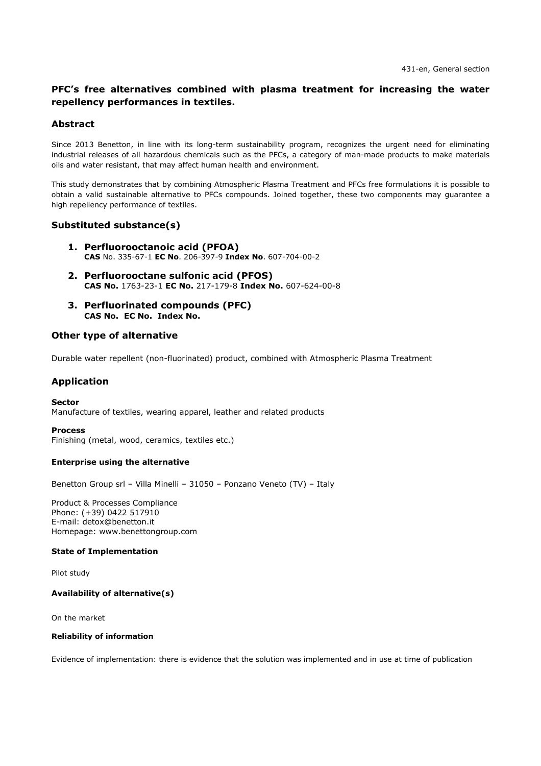431-en, General section

# PFC's free alternatives combined with plasma treatment for increasing the water repellency performances in textiles.

## Abstract

Since 2013 Benetton, in line with its long-term sustainability program, recognizes the urgent need for eliminating industrial releases of all hazardous chemicals such as the PFCs, a category of man-made products to make materials oils and water resistant, that may affect human health and environment.

This study demonstrates that by combining Atmospheric Plasma Treatment and PFCs free formulations it is possible to obtain a valid sustainable alternative to PFCs compounds. Joined together, these two components may guarantee a high repellency performance of textiles.

## Substituted substance(s)

1. **Perfluorooctanoic acid (PFOA)**
   **CAS** No. 335-67-1 **EC No**. 206-397-9 **Index No**. 607-704-00-2
2. **Perfluorooctane sulfonic acid (PFOS)**
   **CAS No.** 1763-23-1 **EC No.** 217-179-8 **Index No.** 607-624-00-8
3. **Perfluorinated compounds (PFC)**
   **CAS No. EC No. Index No.**

## Other type of alternative

Durable water repellent (non-fluorinated) product, combined with Atmospheric Plasma Treatment

## Application

**Sector**
Manufacture of textiles, wearing apparel, leather and related products

**Process**
Finishing (metal, wood, ceramics, textiles etc.)

**Enterprise using the alternative**

Benetton Group srl – Villa Minelli – 31050 – Ponzano Veneto (TV) – Italy

Product & Processes Compliance
Phone: (+39) 0422 517910
E-mail: detox@benetton.it
Homepage: www.benettongroup.com

**State of Implementation**

Pilot study

**Availability of alternative(s)**

On the market

**Reliability of information**

Evidence of implementation: there is evidence that the solution was implemented and in use at time of publication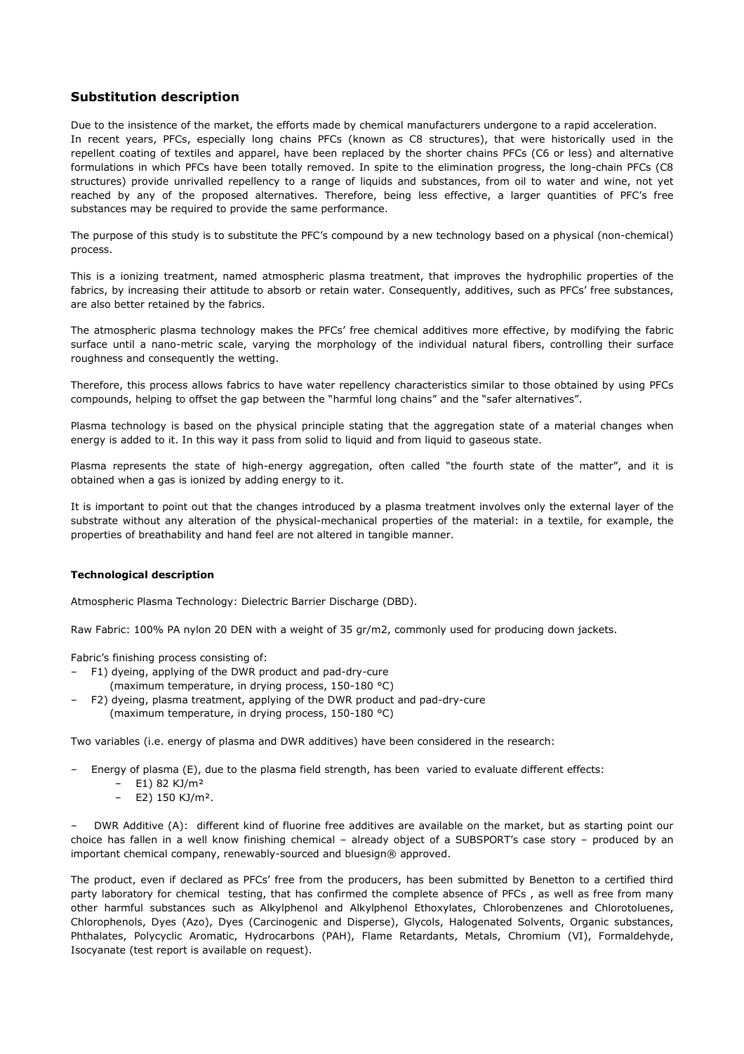## Substitution description

Due to the insistence of the market, the efforts made by chemical manufacturers undergone to a rapid acceleration.
In recent years, PFCs, especially long chains PFCs (known as C8 structures), that were historically used in the repellent coating of textiles and apparel, have been replaced by the shorter chains PFCs (C6 or less) and alternative formulations in which PFCs have been totally removed. In spite to the elimination progress, the long-chain PFCs (C8 structures) provide unrivalled repellency to a range of liquids and substances, from oil to water and wine, not yet reached by any of the proposed alternatives. Therefore, being less effective, a larger quantities of PFC's free substances may be required to provide the same performance.

The purpose of this study is to substitute the PFC's compound by a new technology based on a physical (non-chemical) process.

This is a ionizing treatment, named atmospheric plasma treatment, that improves the hydrophilic properties of the fabrics, by increasing their attitude to absorb or retain water. Consequently, additives, such as PFCs' free substances, are also better retained by the fabrics.

The atmospheric plasma technology makes the PFCs' free chemical additives more effective, by modifying the fabric surface until a nano-metric scale, varying the morphology of the individual natural fibers, controlling their surface roughness and consequently the wetting.

Therefore, this process allows fabrics to have water repellency characteristics similar to those obtained by using PFCs compounds, helping to offset the gap between the "harmful long chains" and the "safer alternatives".

Plasma technology is based on the physical principle stating that the aggregation state of a material changes when energy is added to it. In this way it pass from solid to liquid and from liquid to gaseous state.

Plasma represents the state of high-energy aggregation, often called "the fourth state of the matter", and it is obtained when a gas is ionized by adding energy to it.

It is important to point out that the changes introduced by a plasma treatment involves only the external layer of the substrate without any alteration of the physical-mechanical properties of the material: in a textile, for example, the properties of breathability and hand feel are not altered in tangible manner.

**Technological description**

Atmospheric Plasma Technology: Dielectric Barrier Discharge (DBD).

Raw Fabric: 100% PA nylon 20 DEN with a weight of 35 gr/m2, commonly used for producing down jackets.

Fabric's finishing process consisting of:

- F1) dyeing, applying of the DWR product and pad-dry-cure
  (maximum temperature, in drying process, 150-180 °C)
- F2) dyeing, plasma treatment, applying of the DWR product and pad-dry-cure
  (maximum temperature, in drying process, 150-180 °C)

Two variables (i.e. energy of plasma and DWR additives) have been considered in the research:

- Energy of plasma (E), due to the plasma field strength, has been varied to evaluate different effects:
  - E1) 82 KJ/m²
  - E2) 150 KJ/m².

– DWR Additive (A): different kind of fluorine free additives are available on the market, but as starting point our choice has fallen in a well know finishing chemical – already object of a SUBSPORT's case story – produced by an important chemical company, renewably-sourced and bluesign® approved.

The product, even if declared as PFCs' free from the producers, has been submitted by Benetton to a certified third party laboratory for chemical testing, that has confirmed the complete absence of PFCs , as well as free from many other harmful substances such as Alkylphenol and Alkylphenol Ethoxylates, Chlorobenzenes and Chlorotoluenes, Chlorophenols, Dyes (Azo), Dyes (Carcinogenic and Disperse), Glycols, Halogenated Solvents, Organic substances, Phthalates, Polycyclic Aromatic, Hydrocarbons (PAH), Flame Retardants, Metals, Chromium (VI), Formaldehyde, Isocyanate (test report is available on request).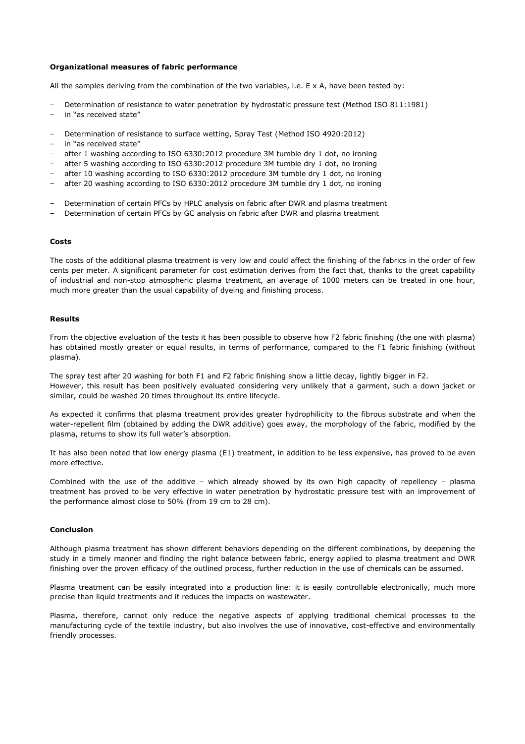**Organizational measures of fabric performance**

All the samples deriving from the combination of the two variables, i.e. E x A, have been tested by:

- Determination of resistance to water penetration by hydrostatic pressure test (Method ISO 811:1981)
- in "as received state"

- Determination of resistance to surface wetting, Spray Test (Method ISO 4920:2012)
- in "as received state"
- after 1 washing according to ISO 6330:2012 procedure 3M tumble dry 1 dot, no ironing
- after 5 washing according to ISO 6330:2012 procedure 3M tumble dry 1 dot, no ironing
- after 10 washing according to ISO 6330:2012 procedure 3M tumble dry 1 dot, no ironing
- after 20 washing according to ISO 6330:2012 procedure 3M tumble dry 1 dot, no ironing

- Determination of certain PFCs by HPLC analysis on fabric after DWR and plasma treatment
- Determination of certain PFCs by GC analysis on fabric after DWR and plasma treatment

**Costs**

The costs of the additional plasma treatment is very low and could affect the finishing of the fabrics in the order of few cents per meter. A significant parameter for cost estimation derives from the fact that, thanks to the great capability of industrial and non-stop atmospheric plasma treatment, an average of 1000 meters can be treated in one hour, much more greater than the usual capability of dyeing and finishing process.

**Results**

From the objective evaluation of the tests it has been possible to observe how F2 fabric finishing (the one with plasma) has obtained mostly greater or equal results, in terms of performance, compared to the F1 fabric finishing (without plasma).

The spray test after 20 washing for both F1 and F2 fabric finishing show a little decay, lightly bigger in F2.
However, this result has been positively evaluated considering very unlikely that a garment, such a down jacket or similar, could be washed 20 times throughout its entire lifecycle.

As expected it confirms that plasma treatment provides greater hydrophilicity to the fibrous substrate and when the water-repellent film (obtained by adding the DWR additive) goes away, the morphology of the fabric, modified by the plasma, returns to show its full water's absorption.

It has also been noted that low energy plasma (E1) treatment, in addition to be less expensive, has proved to be even more effective.

Combined with the use of the additive – which already showed by its own high capacity of repellency – plasma treatment has proved to be very effective in water penetration by hydrostatic pressure test with an improvement of the performance almost close to 50% (from 19 cm to 28 cm).

**Conclusion**

Although plasma treatment has shown different behaviors depending on the different combinations, by deepening the study in a timely manner and finding the right balance between fabric, energy applied to plasma treatment and DWR finishing over the proven efficacy of the outlined process, further reduction in the use of chemicals can be assumed.

Plasma treatment can be easily integrated into a production line: it is easily controllable electronically, much more precise than liquid treatments and it reduces the impacts on wastewater.

Plasma, therefore, cannot only reduce the negative aspects of applying traditional chemical processes to the manufacturing cycle of the textile industry, but also involves the use of innovative, cost-effective and environmentally friendly processes.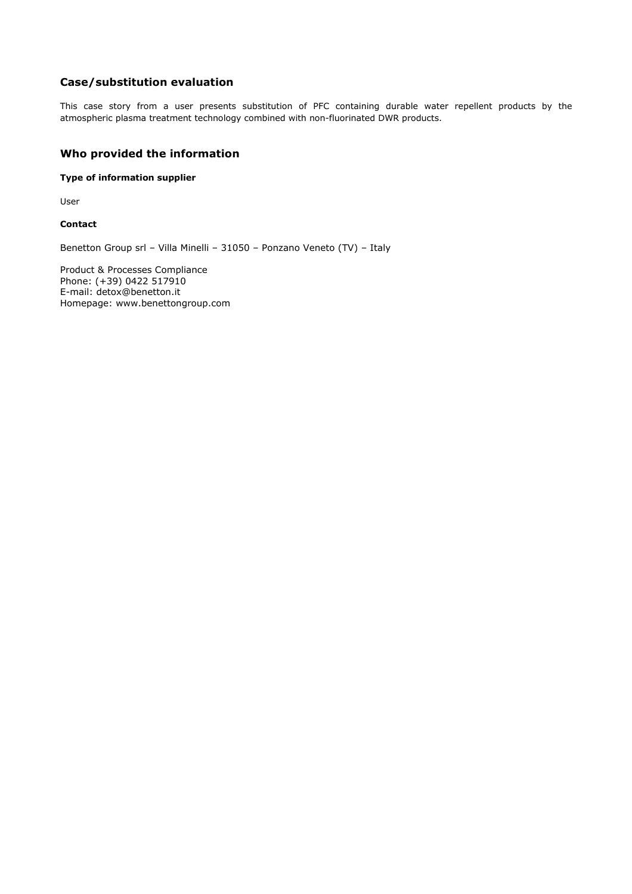## Case/substitution evaluation

This case story from a user presents substitution of PFC containing durable water repellent products by the atmospheric plasma treatment technology combined with non-fluorinated DWR products.

## Who provided the information

**Type of information supplier**

User

**Contact**

Benetton Group srl – Villa Minelli – 31050 – Ponzano Veneto (TV) – Italy

Product & Processes Compliance
Phone: (+39) 0422 517910
E-mail: detox@benetton.it
Homepage: www.benettongroup.com